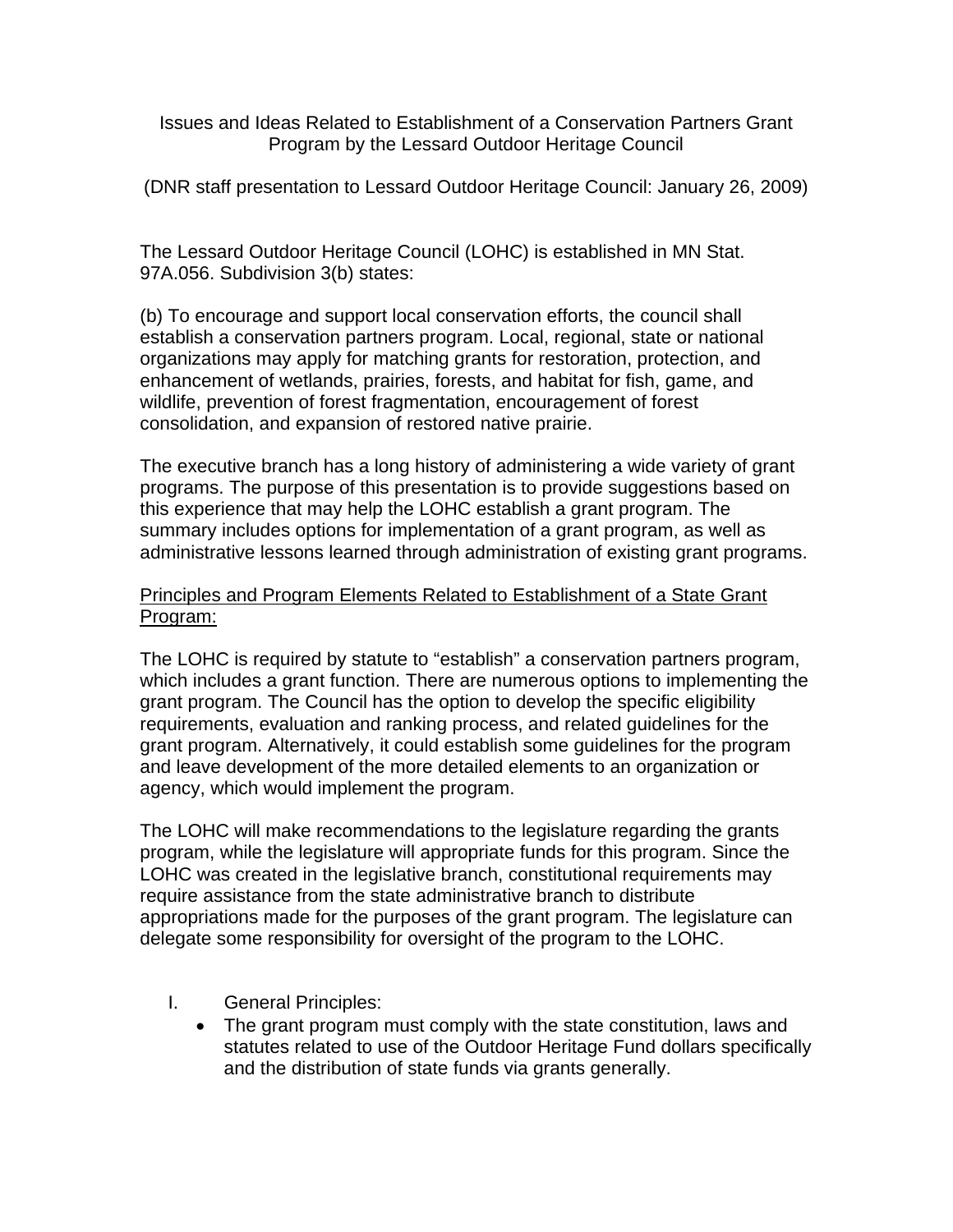# Issues and Ideas Related to Establishment of a Conservation Partners Grant Program by the Lessard Outdoor Heritage Council

(DNR staff presentation to Lessard Outdoor Heritage Council: January 26, 2009)

The Lessard Outdoor Heritage Council (LOHC) is established in MN Stat. 97A.056. Subdivision 3(b) states:

(b) To encourage and support local conservation efforts, the council shall establish a conservation partners program. Local, regional, state or national organizations may apply for matching grants for restoration, protection, and enhancement of wetlands, prairies, forests, and habitat for fish, game, and wildlife, prevention of forest fragmentation, encouragement of forest consolidation, and expansion of restored native prairie.

The executive branch has a long history of administering a wide variety of grant programs. The purpose of this presentation is to provide suggestions based on this experience that may help the LOHC establish a grant program. The summary includes options for implementation of a grant program, as well as administrative lessons learned through administration of existing grant programs.

## Principles and Program Elements Related to Establishment of a State Grant Program:

The LOHC is required by statute to "establish" a conservation partners program, which includes a grant function. There are numerous options to implementing the grant program. The Council has the option to develop the specific eligibility requirements, evaluation and ranking process, and related guidelines for the grant program. Alternatively, it could establish some guidelines for the program and leave development of the more detailed elements to an organization or agency, which would implement the program.

The LOHC will make recommendations to the legislature regarding the grants program, while the legislature will appropriate funds for this program. Since the LOHC was created in the legislative branch, constitutional requirements may require assistance from the state administrative branch to distribute appropriations made for the purposes of the grant program. The legislature can delegate some responsibility for oversight of the program to the LOHC.

I. General Principles:
- The grant program must comply with the state constitution, laws and statutes related to use of the Outdoor Heritage Fund dollars specifically and the distribution of state funds via grants generally.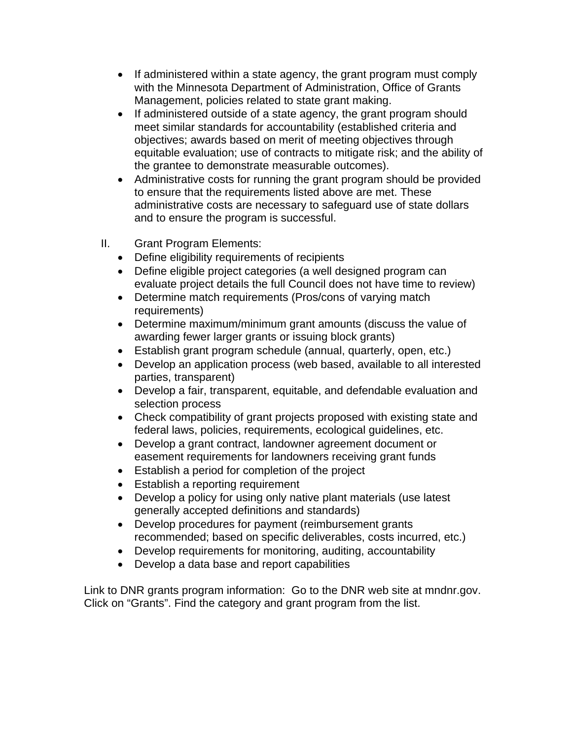- If administered within a state agency, the grant program must comply with the Minnesota Department of Administration, Office of Grants Management, policies related to state grant making.
- If administered outside of a state agency, the grant program should meet similar standards for accountability (established criteria and objectives; awards based on merit of meeting objectives through equitable evaluation; use of contracts to mitigate risk; and the ability of the grantee to demonstrate measurable outcomes).
- Administrative costs for running the grant program should be provided to ensure that the requirements listed above are met. These administrative costs are necessary to safeguard use of state dollars and to ensure the program is successful.

II. Grant Program Elements:

- Define eligibility requirements of recipients
- Define eligible project categories (a well designed program can evaluate project details the full Council does not have time to review)
- Determine match requirements (Pros/cons of varying match requirements)
- Determine maximum/minimum grant amounts (discuss the value of awarding fewer larger grants or issuing block grants)
- Establish grant program schedule (annual, quarterly, open, etc.)
- Develop an application process (web based, available to all interested parties, transparent)
- Develop a fair, transparent, equitable, and defendable evaluation and selection process
- Check compatibility of grant projects proposed with existing state and federal laws, policies, requirements, ecological guidelines, etc.
- Develop a grant contract, landowner agreement document or easement requirements for landowners receiving grant funds
- Establish a period for completion of the project
- Establish a reporting requirement
- Develop a policy for using only native plant materials (use latest generally accepted definitions and standards)
- Develop procedures for payment (reimbursement grants recommended; based on specific deliverables, costs incurred, etc.)
- Develop requirements for monitoring, auditing, accountability
- Develop a data base and report capabilities

Link to DNR grants program information: Go to the DNR web site at mndnr.gov. Click on “Grants”. Find the category and grant program from the list.